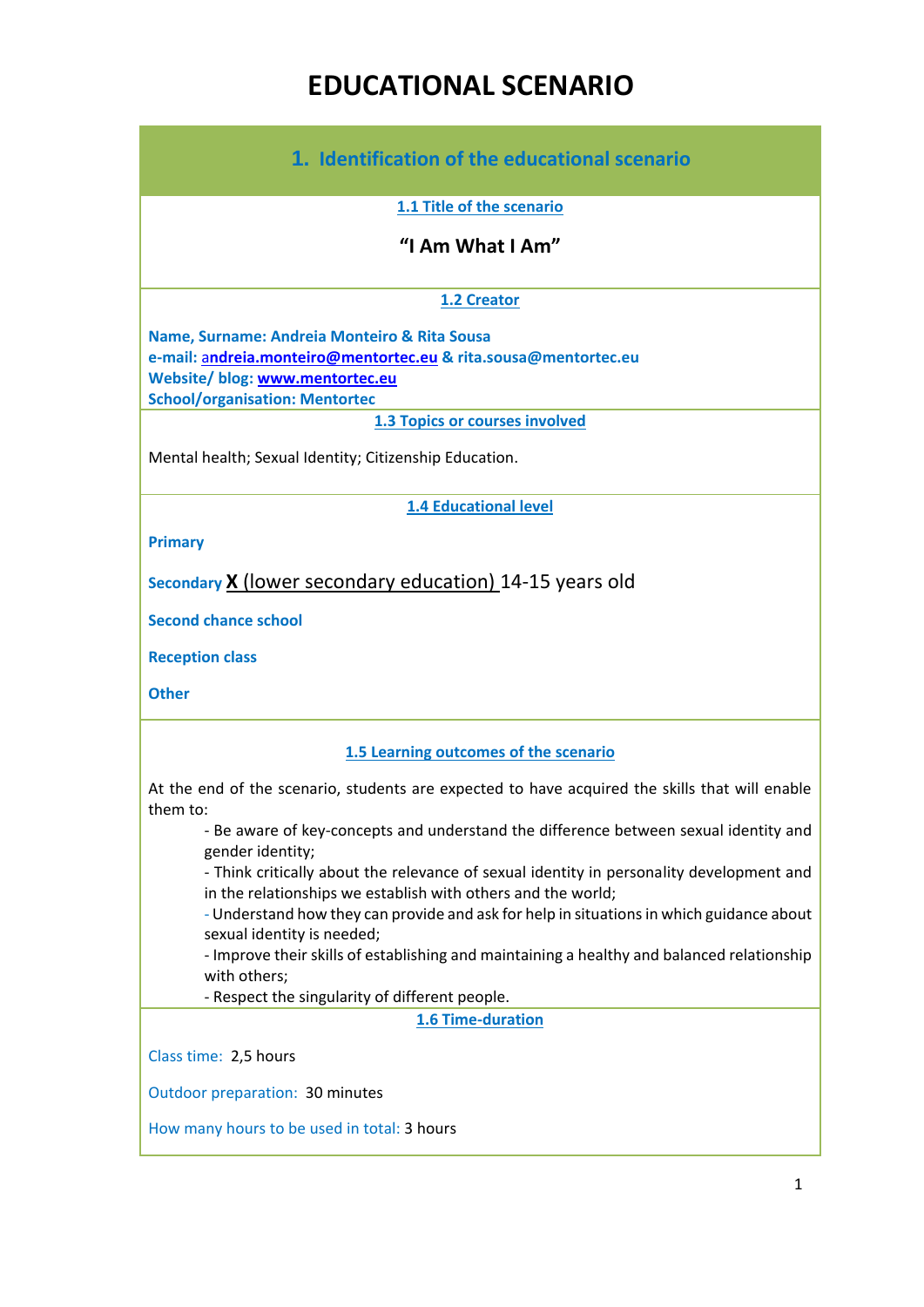# EDUCATIONAL SCENARIO

## 1. Identification of the educational scenario

### 1.1 Title of the scenario

**"I Am What I Am"**

### 1.2 Creator

**Name, Surname: Andreia Monteiro & Rita Sousa**
**e-mail: andreia.monteiro@mentortec.eu & rita.sousa@mentortec.eu**
**Website/ blog: www.mentortec.eu**
**School/organisation: Mentortec**

### 1.3 Topics or courses involved

Mental health; Sexual Identity; Citizenship Education.

### 1.4 Educational level

**Primary**

**Secondary** **X** (lower secondary education) 14-15 years old

**Second chance school**

**Reception class**

**Other**

### 1.5 Learning outcomes of the scenario

At the end of the scenario, students are expected to have acquired the skills that will enable them to:

- Be aware of key-concepts and understand the difference between sexual identity and gender identity;
- Think critically about the relevance of sexual identity in personality development and in the relationships we establish with others and the world;
- Understand how they can provide and ask for help in situations in which guidance about sexual identity is needed;
- Improve their skills of establishing and maintaining a healthy and balanced relationship with others;
- Respect the singularity of different people.

### 1.6 Time-duration

Class time: 2,5 hours

Outdoor preparation: 30 minutes

How many hours to be used in total: 3 hours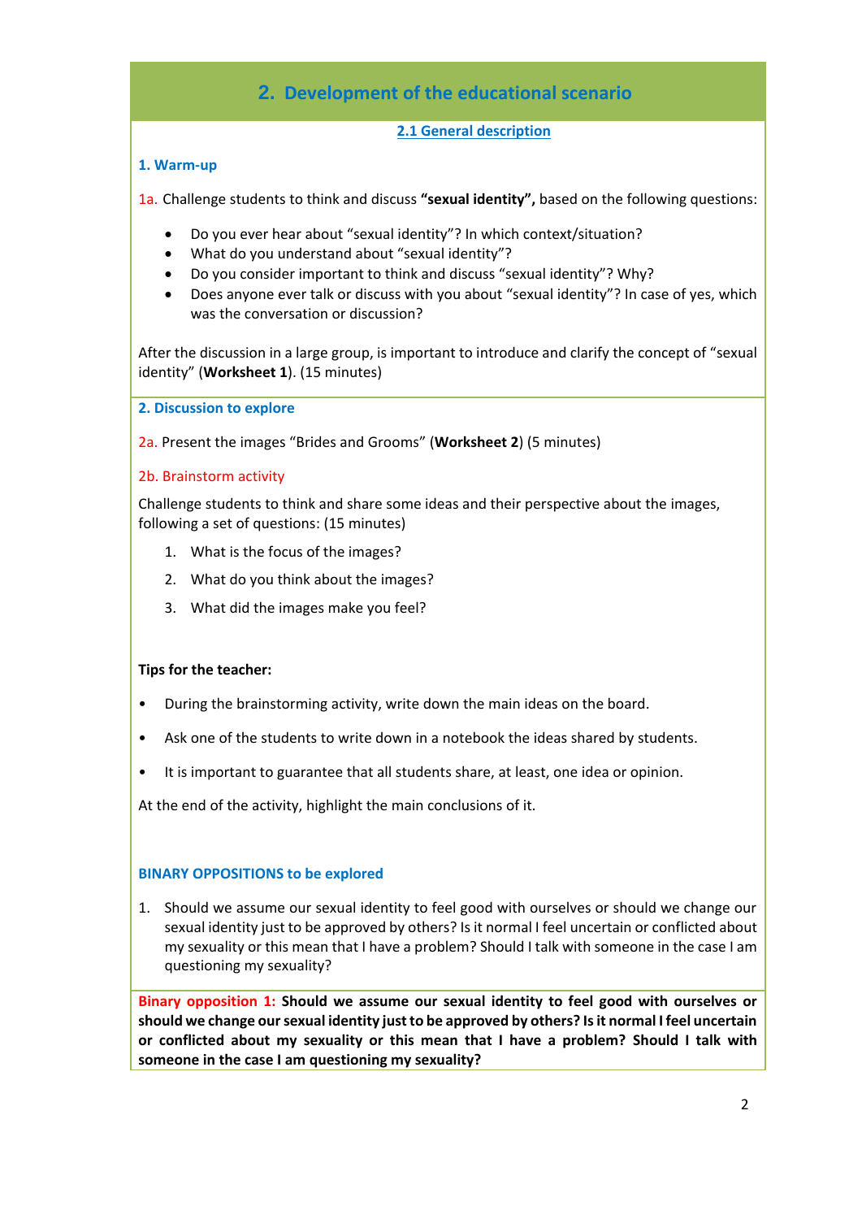## 2. Development of the educational scenario

### 2.1 General description

### 1. Warm-up

1a. Challenge students to think and discuss **"sexual identity",** based on the following questions:

- Do you ever hear about "sexual identity"? In which context/situation?
- What do you understand about "sexual identity"?
- Do you consider important to think and discuss "sexual identity"? Why?
- Does anyone ever talk or discuss with you about "sexual identity"? In case of yes, which was the conversation or discussion?

After the discussion in a large group, is important to introduce and clarify the concept of "sexual identity" (**Worksheet 1**). (15 minutes)

### 2. Discussion to explore

2a. Present the images "Brides and Grooms" (**Worksheet 2**) (5 minutes)

2b. Brainstorm activity

Challenge students to think and share some ideas and their perspective about the images, following a set of questions: (15 minutes)

1. What is the focus of the images?
2. What do you think about the images?
3. What did the images make you feel?

**Tips for the teacher:**

- During the brainstorming activity, write down the main ideas on the board.
- Ask one of the students to write down in a notebook the ideas shared by students.
- It is important to guarantee that all students share, at least, one idea or opinion.

At the end of the activity, highlight the main conclusions of it.

**BINARY OPPOSITIONS to be explored**

1. Should we assume our sexual identity to feel good with ourselves or should we change our sexual identity just to be approved by others? Is it normal I feel uncertain or conflicted about my sexuality or this mean that I have a problem? Should I talk with someone in the case I am questioning my sexuality?

**Binary opposition 1: Should we assume our sexual identity to feel good with ourselves or should we change our sexual identity just to be approved by others? Is it normal I feel uncertain or conflicted about my sexuality or this mean that I have a problem? Should I talk with someone in the case I am questioning my sexuality?**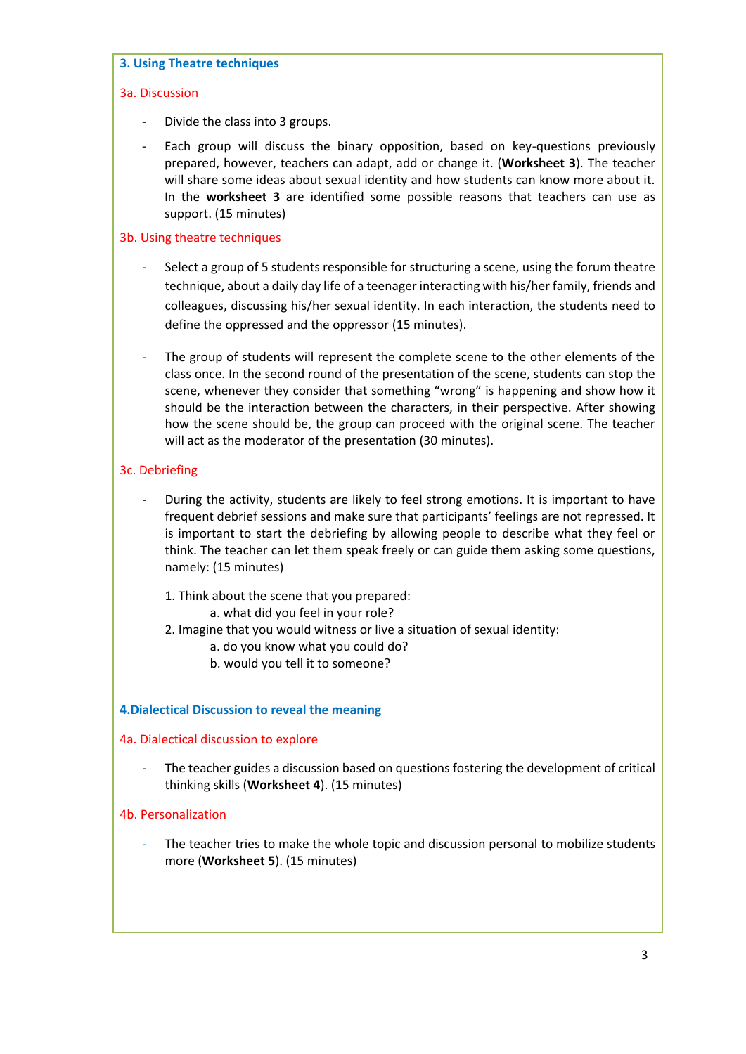### 3. Using Theatre techniques

#### 3a. Discussion

- Divide the class into 3 groups.
- Each group will discuss the binary opposition, based on key-questions previously prepared, however, teachers can adapt, add or change it. (**Worksheet 3**). The teacher will share some ideas about sexual identity and how students can know more about it. In the **worksheet 3** are identified some possible reasons that teachers can use as support. (15 minutes)

#### 3b. Using theatre techniques

- Select a group of 5 students responsible for structuring a scene, using the forum theatre technique, about a daily day life of a teenager interacting with his/her family, friends and colleagues, discussing his/her sexual identity. In each interaction, the students need to define the oppressed and the oppressor (15 minutes).
- The group of students will represent the complete scene to the other elements of the class once. In the second round of the presentation of the scene, students can stop the scene, whenever they consider that something "wrong" is happening and show how it should be the interaction between the characters, in their perspective. After showing how the scene should be, the group can proceed with the original scene. The teacher will act as the moderator of the presentation (30 minutes).

#### 3c. Debriefing

- During the activity, students are likely to feel strong emotions. It is important to have frequent debrief sessions and make sure that participants' feelings are not repressed. It is important to start the debriefing by allowing people to describe what they feel or think. The teacher can let them speak freely or can guide them asking some questions, namely: (15 minutes)

  1. Think about the scene that you prepared:
     a. what did you feel in your role?
  2. Imagine that you would witness or live a situation of sexual identity:
     a. do you know what you could do?
     b. would you tell it to someone?

### 4.Dialectical Discussion to reveal the meaning

#### 4a. Dialectical discussion to explore

- The teacher guides a discussion based on questions fostering the development of critical thinking skills (**Worksheet 4**). (15 minutes)

#### 4b. Personalization

- The teacher tries to make the whole topic and discussion personal to mobilize students more (**Worksheet 5**). (15 minutes)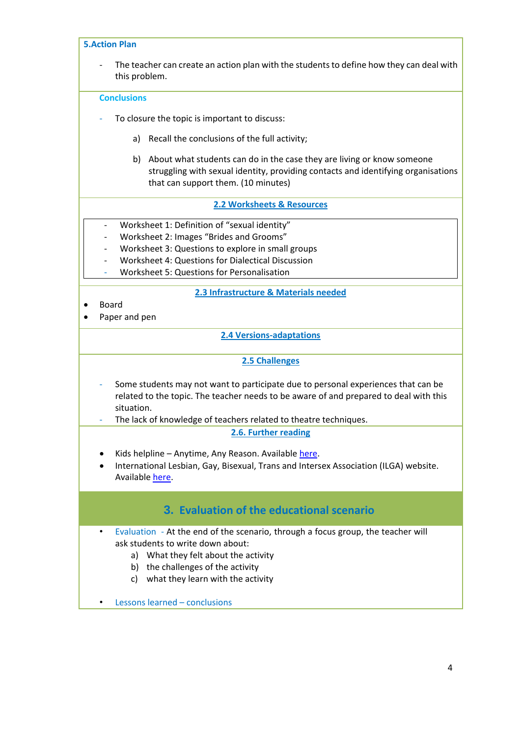**5. Action Plan**

- The teacher can create an action plan with the students to define how they can deal with this problem.

**Conclusions**

- To closure the topic is important to discuss:
  a) Recall the conclusions of the full activity;
  b) About what students can do in the case they are living or know someone struggling with sexual identity, providing contacts and identifying organisations that can support them. (10 minutes)

## 2.2 Worksheets & Resources

- Worksheet 1: Definition of "sexual identity"
- Worksheet 2: Images "Brides and Grooms"
- Worksheet 3: Questions to explore in small groups
- Worksheet 4: Questions for Dialectical Discussion
- Worksheet 5: Questions for Personalisation

## 2.3 Infrastructure & Materials needed

- Board
- Paper and pen

## 2.4 Versions-adaptations

## 2.5 Challenges

- Some students may not want to participate due to personal experiences that can be related to the topic. The teacher needs to be aware of and prepared to deal with this situation.
- The lack of knowledge of teachers related to theatre techniques.

## 2.6. Further reading

- Kids helpline – Anytime, Any Reason. Available here.
- International Lesbian, Gay, Bisexual, Trans and Intersex Association (ILGA) website. Available here.

# 3. Evaluation of the educational scenario

- Evaluation - At the end of the scenario, through a focus group, the teacher will ask students to write down about:
  a) What they felt about the activity
  b) the challenges of the activity
  c) what they learn with the activity

- Lessons learned – conclusions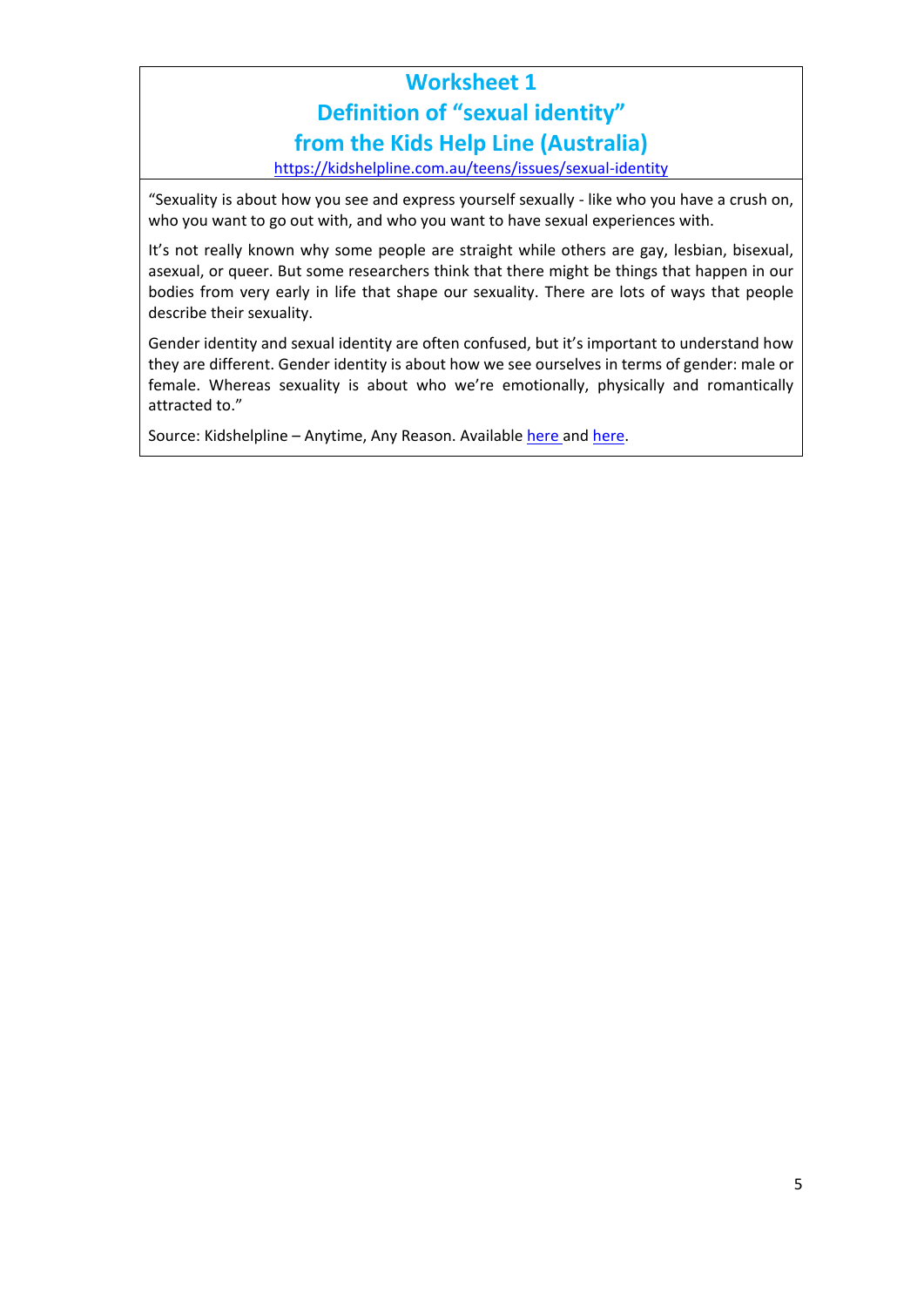# Worksheet 1
# Definition of "sexual identity" from the Kids Help Line (Australia)

https://kidshelpline.com.au/teens/issues/sexual-identity

"Sexuality is about how you see and express yourself sexually - like who you have a crush on, who you want to go out with, and who you want to have sexual experiences with.

It's not really known why some people are straight while others are gay, lesbian, bisexual, asexual, or queer. But some researchers think that there might be things that happen in our bodies from very early in life that shape our sexuality. There are lots of ways that people describe their sexuality.

Gender identity and sexual identity are often confused, but it's important to understand how they are different. Gender identity is about how we see ourselves in terms of gender: male or female. Whereas sexuality is about who we're emotionally, physically and romantically attracted to."

Source: Kidshelpline – Anytime, Any Reason. Available here and here.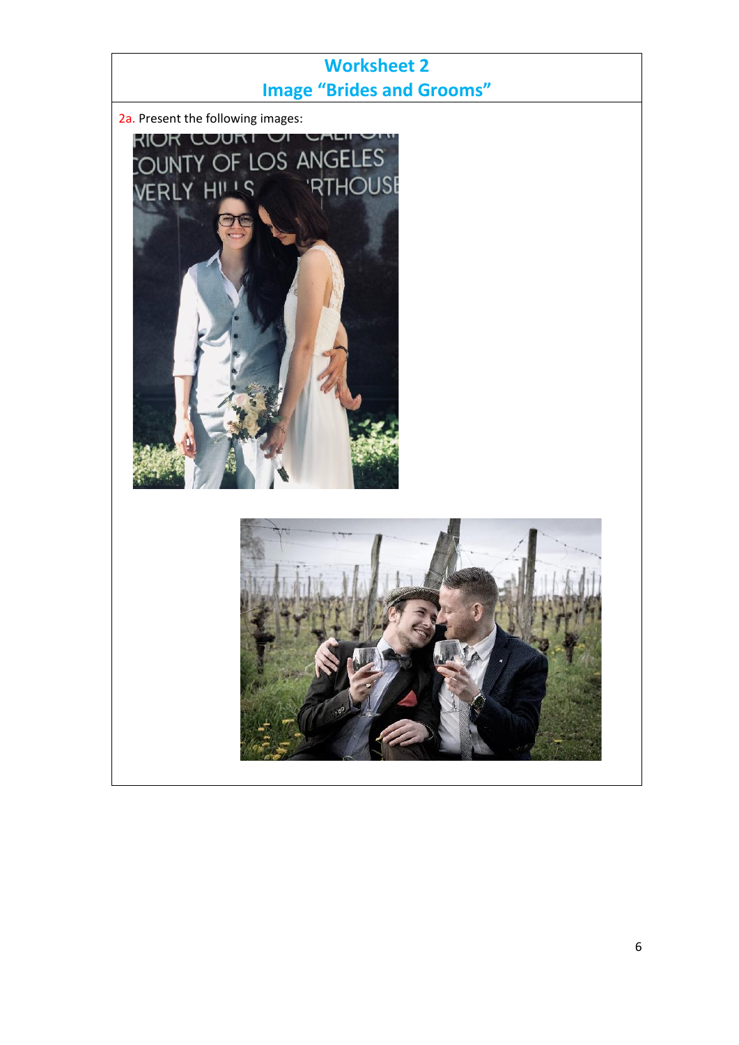# Worksheet 2
## Image "Brides and Grooms"

2a. Present the following images: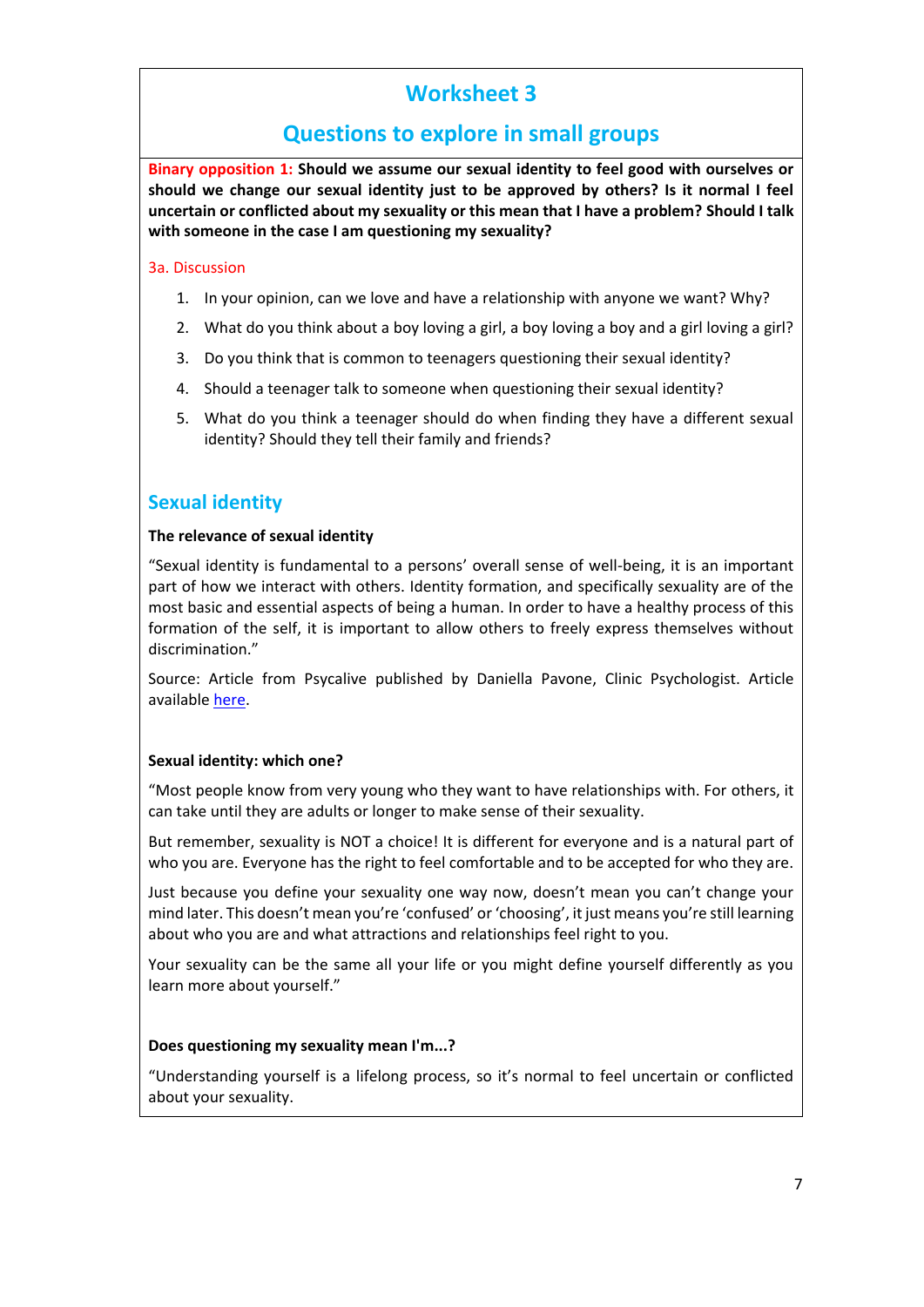# Worksheet 3

## Questions to explore in small groups

**Binary opposition 1: Should we assume our sexual identity to feel good with ourselves or should we change our sexual identity just to be approved by others? Is it normal I feel uncertain or conflicted about my sexuality or this mean that I have a problem? Should I talk with someone in the case I am questioning my sexuality?**

### 3a. Discussion

1. In your opinion, can we love and have a relationship with anyone we want? Why?
2. What do you think about a boy loving a girl, a boy loving a boy and a girl loving a girl?
3. Do you think that is common to teenagers questioning their sexual identity?
4. Should a teenager talk to someone when questioning their sexual identity?
5. What do you think a teenager should do when finding they have a different sexual identity? Should they tell their family and friends?

## Sexual identity

**The relevance of sexual identity**

"Sexual identity is fundamental to a persons' overall sense of well-being, it is an important part of how we interact with others. Identity formation, and specifically sexuality are of the most basic and essential aspects of being a human. In order to have a healthy process of this formation of the self, it is important to allow others to freely express themselves without discrimination."

Source: Article from Psycalive published by Daniella Pavone, Clinic Psychologist. Article available here.

**Sexual identity: which one?**

"Most people know from very young who they want to have relationships with. For others, it can take until they are adults or longer to make sense of their sexuality.

But remember, sexuality is NOT a choice! It is different for everyone and is a natural part of who you are. Everyone has the right to feel comfortable and to be accepted for who they are.

Just because you define your sexuality one way now, doesn't mean you can't change your mind later. This doesn't mean you're 'confused' or 'choosing', it just means you're still learning about who you are and what attractions and relationships feel right to you.

Your sexuality can be the same all your life or you might define yourself differently as you learn more about yourself."

**Does questioning my sexuality mean I'm...?**

"Understanding yourself is a lifelong process, so it's normal to feel uncertain or conflicted about your sexuality.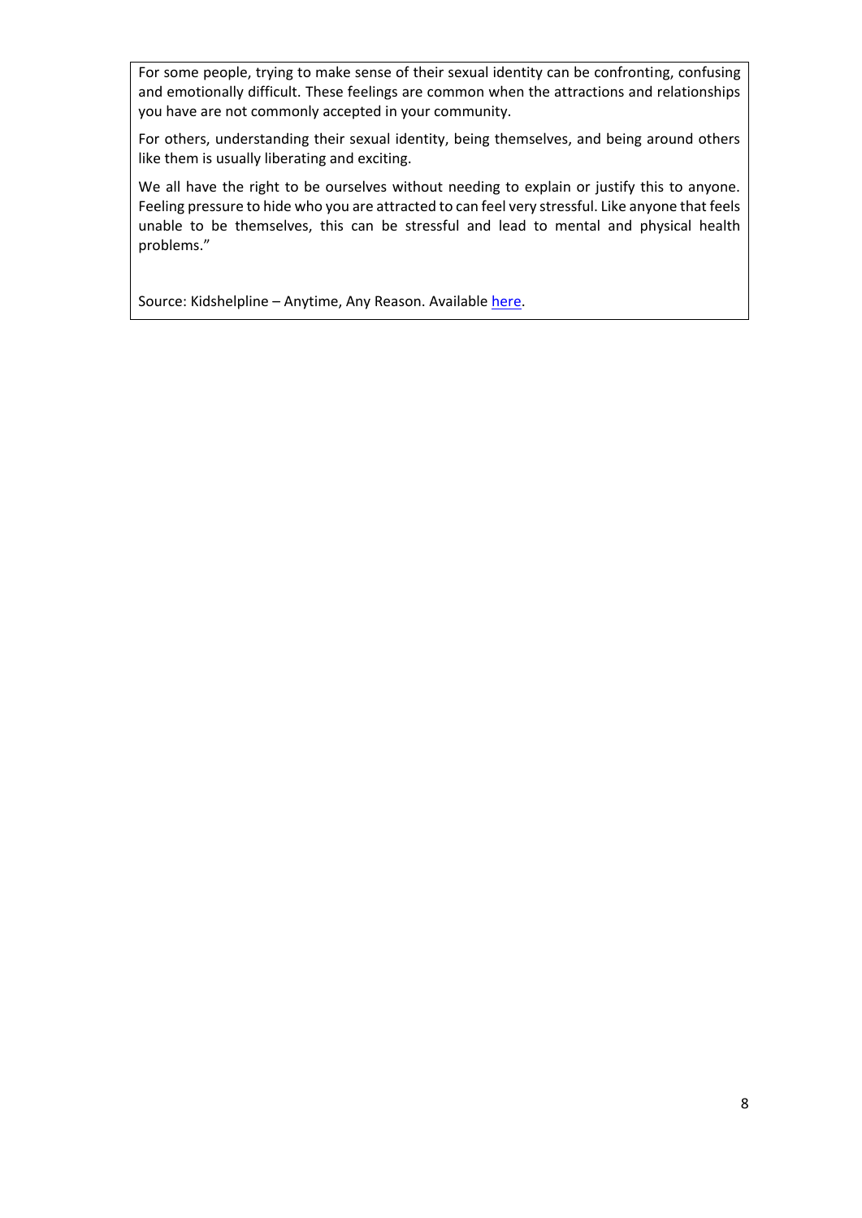For some people, trying to make sense of their sexual identity can be confronting, confusing and emotionally difficult. These feelings are common when the attractions and relationships you have are not commonly accepted in your community.

For others, understanding their sexual identity, being themselves, and being around others like them is usually liberating and exciting.

We all have the right to be ourselves without needing to explain or justify this to anyone. Feeling pressure to hide who you are attracted to can feel very stressful. Like anyone that feels unable to be themselves, this can be stressful and lead to mental and physical health problems."

Source: Kidshelpline – Anytime, Any Reason. Available here.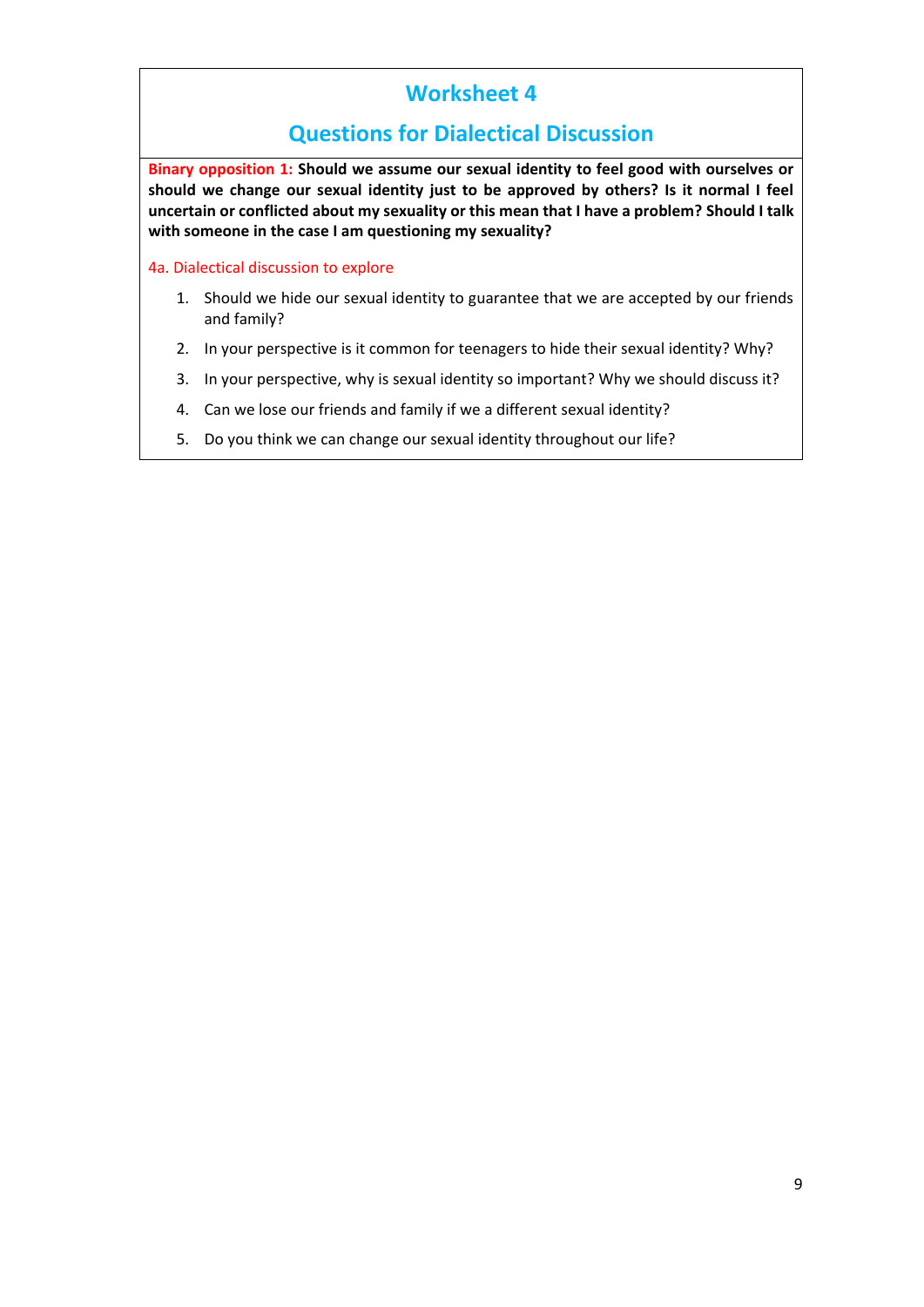# Worksheet 4

## Questions for Dialectical Discussion

**Binary opposition 1: Should we assume our sexual identity to feel good with ourselves or should we change our sexual identity just to be approved by others? Is it normal I feel uncertain or conflicted about my sexuality or this mean that I have a problem? Should I talk with someone in the case I am questioning my sexuality?**

4a. Dialectical discussion to explore

1. Should we hide our sexual identity to guarantee that we are accepted by our friends and family?
2. In your perspective is it common for teenagers to hide their sexual identity? Why?
3. In your perspective, why is sexual identity so important? Why we should discuss it?
4. Can we lose our friends and family if we a different sexual identity?
5. Do you think we can change our sexual identity throughout our life?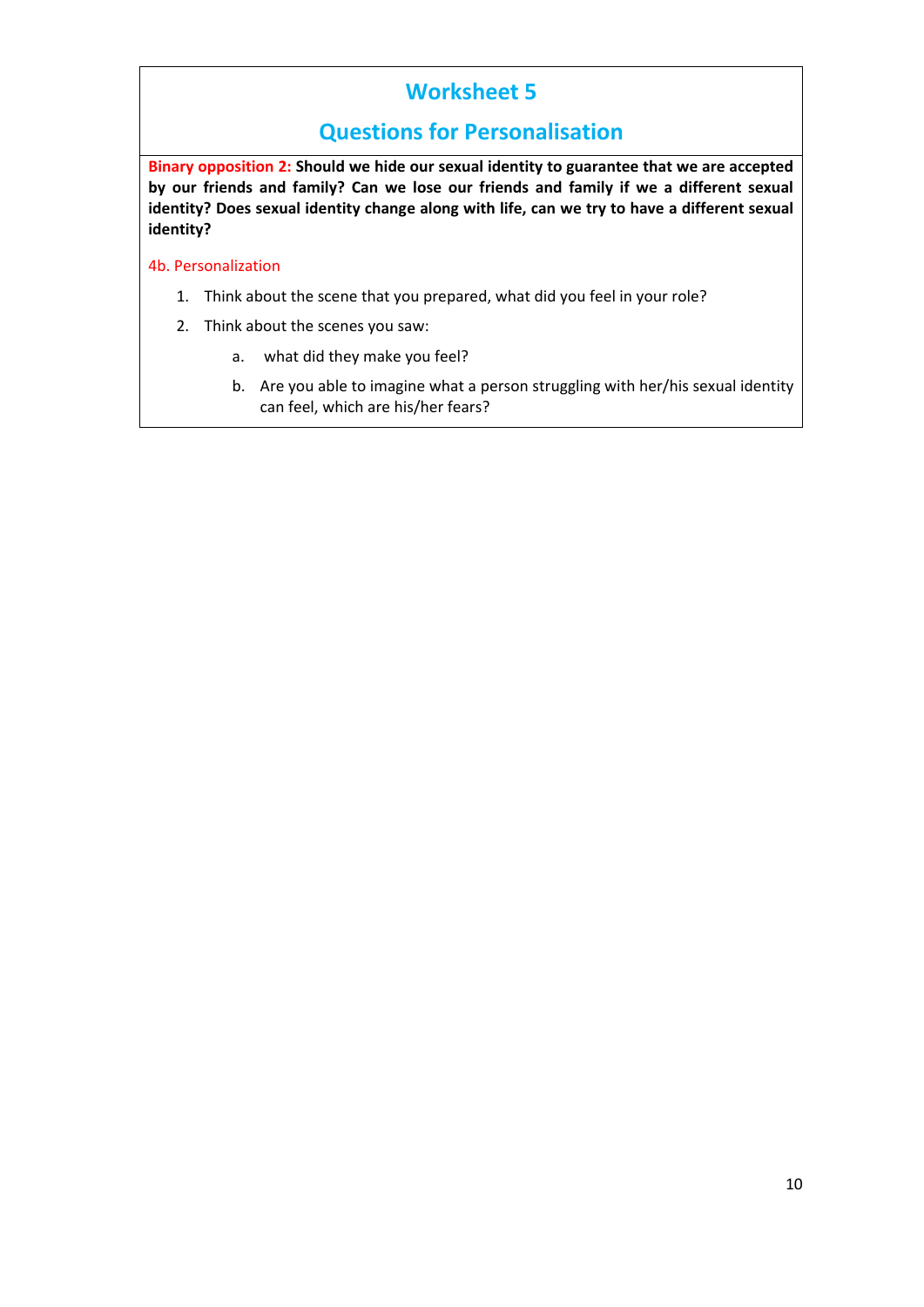# Worksheet 5

## Questions for Personalisation

**Binary opposition 2: Should we hide our sexual identity to guarantee that we are accepted by our friends and family? Can we lose our friends and family if we a different sexual identity? Does sexual identity change along with life, can we try to have a different sexual identity?**

4b. Personalization

1. Think about the scene that you prepared, what did you feel in your role?
2. Think about the scenes you saw:
    a. what did they make you feel?
    b. Are you able to imagine what a person struggling with her/his sexual identity can feel, which are his/her fears?